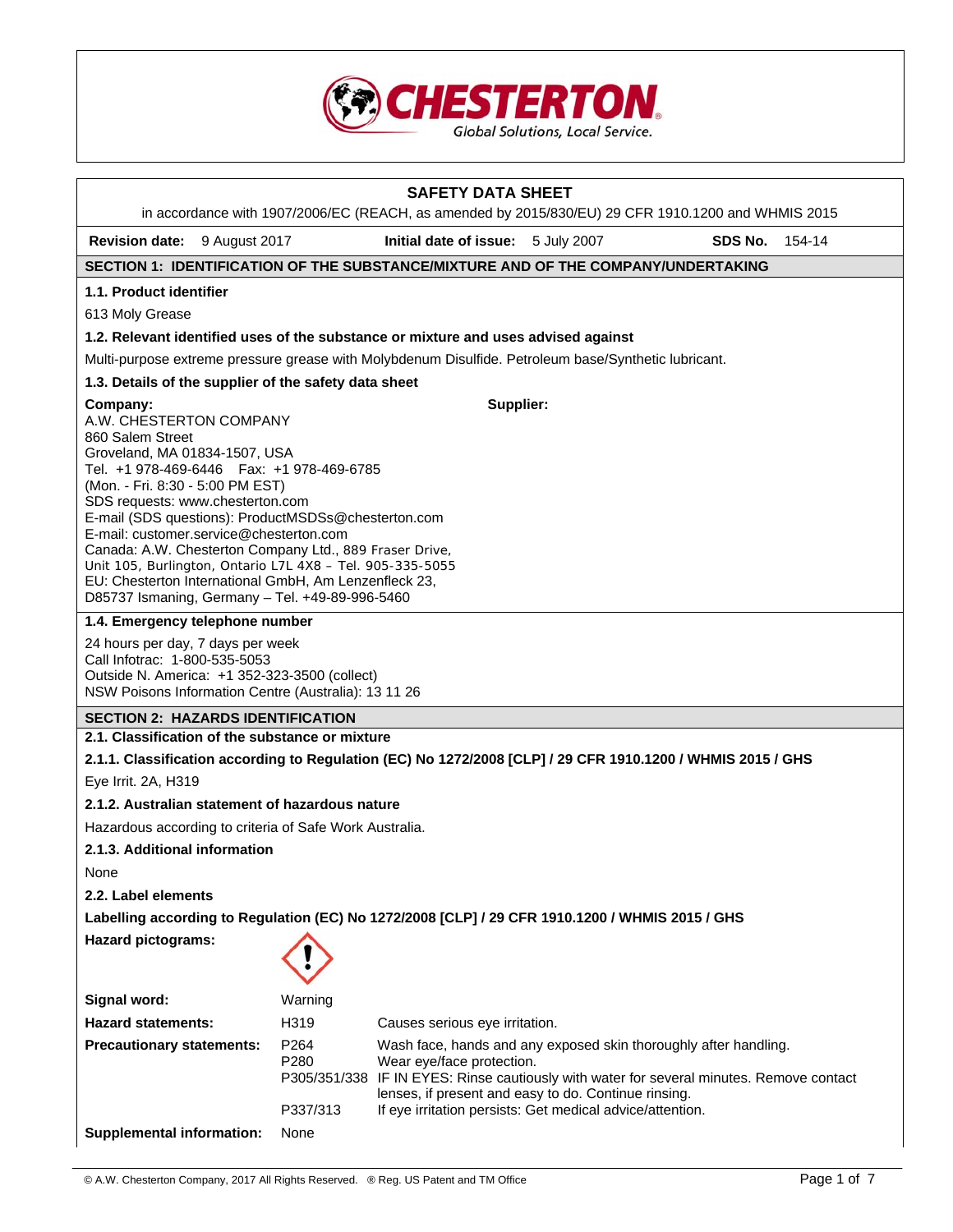CHESTERTON
Global Solutions, Local Service.

# SAFETY DATA SHEET

in accordance with 1907/2006/EC (REACH, as amended by 2015/830/EU) 29 CFR 1910.1200 and WHMIS 2015

**Revision date:** 9 August 2017 **Initial date of issue:** 5 July 2007 **SDS No.** 154-14

## SECTION 1: IDENTIFICATION OF THE SUBSTANCE/MIXTURE AND OF THE COMPANY/UNDERTAKING

### 1.1. Product identifier

613 Moly Grease

### 1.2. Relevant identified uses of the substance or mixture and uses advised against

Multi-purpose extreme pressure grease with Molybdenum Disulfide. Petroleum base/Synthetic lubricant.

### 1.3. Details of the supplier of the safety data sheet

**Company:**
A.W. CHESTERTON COMPANY
860 Salem Street
Groveland, MA 01834-1507, USA
Tel. +1 978-469-6446 Fax: +1 978-469-6785
(Mon. - Fri. 8:30 - 5:00 PM EST)
SDS requests: www.chesterton.com
E-mail (SDS questions): ProductMSDSs@chesterton.com
E-mail: customer.service@chesterton.com
Canada: A.W. Chesterton Company Ltd., 889 Fraser Drive, Unit 105, Burlington, Ontario L7L 4X8 – Tel. 905-335-5055
EU: Chesterton International GmbH, Am Lenzenfleck 23, D85737 Ismaning, Germany – Tel. +49-89-996-5460

**Supplier:**

### 1.4. Emergency telephone number

24 hours per day, 7 days per week
Call Infotrac: 1-800-535-5053
Outside N. America: +1 352-323-3500 (collect)
NSW Poisons Information Centre (Australia): 13 11 26

## SECTION 2: HAZARDS IDENTIFICATION

### 2.1. Classification of the substance or mixture

#### 2.1.1. Classification according to Regulation (EC) No 1272/2008 [CLP] / 29 CFR 1910.1200 / WHMIS 2015 / GHS

Eye Irrit. 2A, H319

#### 2.1.2. Australian statement of hazardous nature

Hazardous according to criteria of Safe Work Australia.

#### 2.1.3. Additional information

None

### 2.2. Label elements

**Labelling according to Regulation (EC) No 1272/2008 [CLP] / 29 CFR 1910.1200 / WHMIS 2015 / GHS**

**Hazard pictograms:**

| | | |
|---|---|---|
| **Signal word:** | Warning | |
| **Hazard statements:** | H319 | Causes serious eye irritation. |
| **Precautionary statements:** | P264 | Wash face, hands and any exposed skin thoroughly after handling. |
| | P280 | Wear eye/face protection. |
| | P305/351/338 | IF IN EYES: Rinse cautiously with water for several minutes. Remove contact lenses, if present and easy to do. Continue rinsing. |
| | P337/313 | If eye irritation persists: Get medical advice/attention. |
| **Supplemental information:** | None | |

© A.W. Chesterton Company, 2017 All Rights Reserved. ® Reg. US Patent and TM Office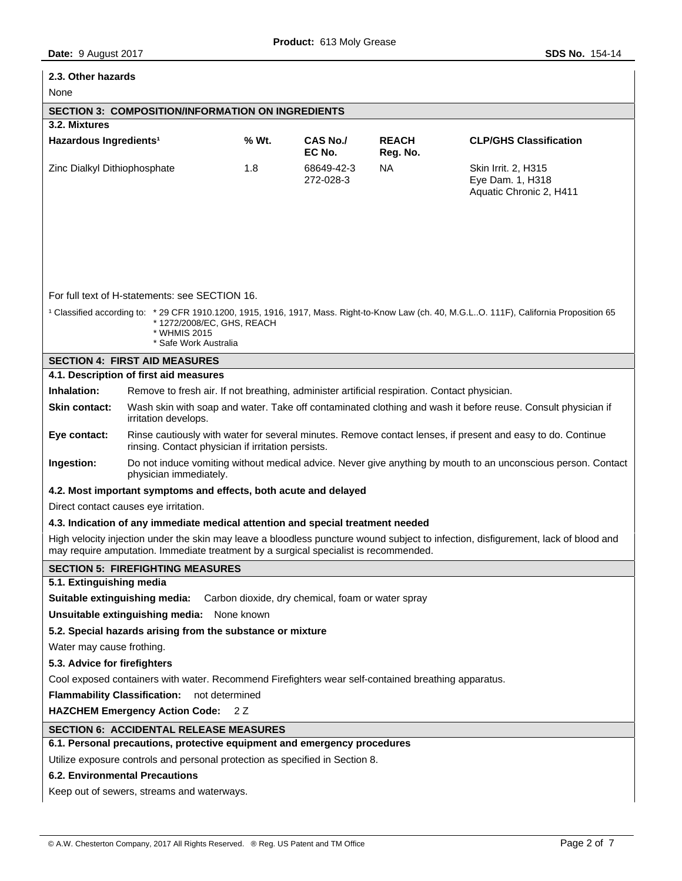### 2.3. Other hazards

None

## SECTION 3: COMPOSITION/INFORMATION ON INGREDIENTS

### 3.2. Mixtures

| Hazardous Ingredients[1] | % Wt. | CAS No./ EC No. | REACH Reg. No. | CLP/GHS Classification |
|---|---|---|---|---|
| Zinc Dialkyl Dithiophosphate | 1.8 | 68649-42-3 272-028-3 | NA | Skin Irrit. 2, H315 Eye Dam. 1, H318 Aquatic Chronic 2, H411 |

For full text of H-statements: see SECTION 16.

[1] Classified according to:
* 29 CFR 1910.1200, 1915, 1916, 1917, Mass. Right-to-Know Law (ch. 40, M.G.L..O. 111F), California Proposition 65
* 1272/2008/EC, GHS, REACH
* WHMIS 2015
* Safe Work Australia

## SECTION 4: FIRST AID MEASURES

### 4.1. Description of first aid measures

**Inhalation:** Remove to fresh air. If not breathing, administer artificial respiration. Contact physician.

**Skin contact:** Wash skin with soap and water. Take off contaminated clothing and wash it before reuse. Consult physician if irritation develops.

**Eye contact:** Rinse cautiously with water for several minutes. Remove contact lenses, if present and easy to do. Continue rinsing. Contact physician if irritation persists.

**Ingestion:** Do not induce vomiting without medical advice. Never give anything by mouth to an unconscious person. Contact physician immediately.

### 4.2. Most important symptoms and effects, both acute and delayed

Direct contact causes eye irritation.

### 4.3. Indication of any immediate medical attention and special treatment needed

High velocity injection under the skin may leave a bloodless puncture wound subject to infection, disfigurement, lack of blood and may require amputation. Immediate treatment by a surgical specialist is recommended.

## SECTION 5: FIREFIGHTING MEASURES

### 5.1. Extinguishing media

**Suitable extinguishing media:** Carbon dioxide, dry chemical, foam or water spray

**Unsuitable extinguishing media:** None known

### 5.2. Special hazards arising from the substance or mixture

Water may cause frothing.

### 5.3. Advice for firefighters

Cool exposed containers with water. Recommend Firefighters wear self-contained breathing apparatus.

**Flammability Classification:** not determined

**HAZCHEM Emergency Action Code:** 2 Z

## SECTION 6: ACCIDENTAL RELEASE MEASURES

### 6.1. Personal precautions, protective equipment and emergency procedures

Utilize exposure controls and personal protection as specified in Section 8.

### 6.2. Environmental Precautions

Keep out of sewers, streams and waterways.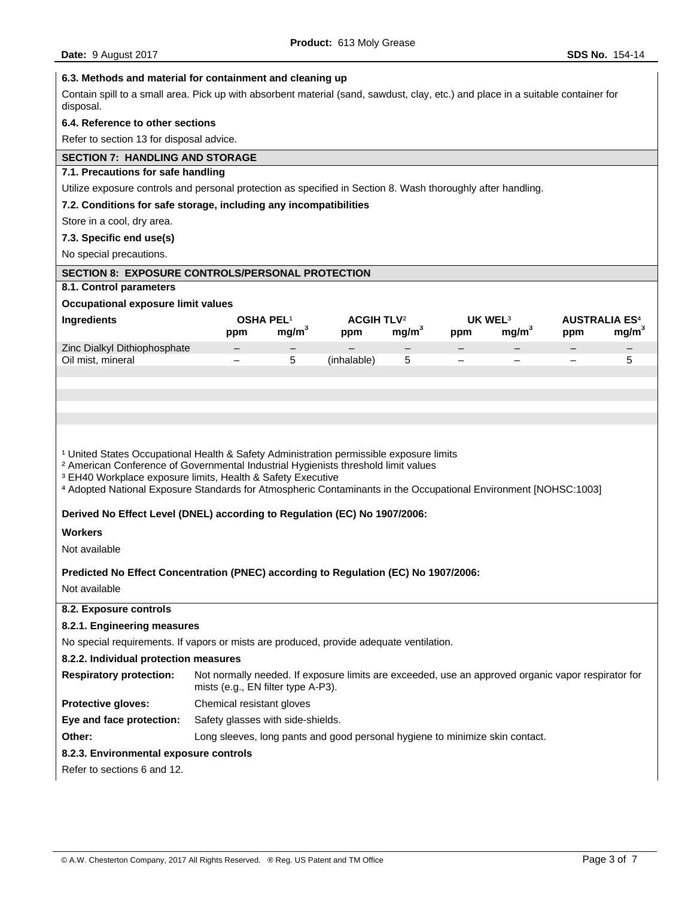**6.3. Methods and material for containment and cleaning up**

Contain spill to a small area. Pick up with absorbent material (sand, sawdust, clay, etc.) and place in a suitable container for disposal.

**6.4. Reference to other sections**

Refer to section 13 for disposal advice.

## SECTION 7: HANDLING AND STORAGE

**7.1. Precautions for safe handling**

Utilize exposure controls and personal protection as specified in Section 8. Wash thoroughly after handling.

**7.2. Conditions for safe storage, including any incompatibilities**

Store in a cool, dry area.

**7.3. Specific end use(s)**

No special precautions.

## SECTION 8: EXPOSURE CONTROLS/PERSONAL PROTECTION

**8.1. Control parameters**

**Occupational exposure limit values**

| Ingredients | OSHA PEL[1] | | ACGIH TLV[2] | | UK WEL[3] | | AUSTRALIA ES[4] | |
|---|---|---|---|---|---|---|---|---|
| | ppm | $mg/m^3$ | ppm | $mg/m^3$ | ppm | $mg/m^3$ | ppm | $mg/m^3$ |
| Zinc Dialkyl Dithiophosphate | – | – | – | – | – | – | – | – |
| Oil mist, mineral | – | 5 | (inhalable) | 5 | – | – | – | 5 |

[1] United States Occupational Health & Safety Administration permissible exposure limits
[2] American Conference of Governmental Industrial Hygienists threshold limit values
[3] EH40 Workplace exposure limits, Health & Safety Executive
[4] Adopted National Exposure Standards for Atmospheric Contaminants in the Occupational Environment [NOHSC:1003]

**Derived No Effect Level (DNEL) according to Regulation (EC) No 1907/2006:**

**Workers**

Not available

**Predicted No Effect Concentration (PNEC) according to Regulation (EC) No 1907/2006:**

Not available

**8.2. Exposure controls**

**8.2.1. Engineering measures**

No special requirements. If vapors or mists are produced, provide adequate ventilation.

**8.2.2. Individual protection measures**

**Respiratory protection:** Not normally needed. If exposure limits are exceeded, use an approved organic vapor respirator for mists (e.g., EN filter type A-P3).

**Protective gloves:** Chemical resistant gloves

**Eye and face protection:** Safety glasses with side-shields.

**Other:** Long sleeves, long pants and good personal hygiene to minimize skin contact.

**8.2.3. Environmental exposure controls**

Refer to sections 6 and 12.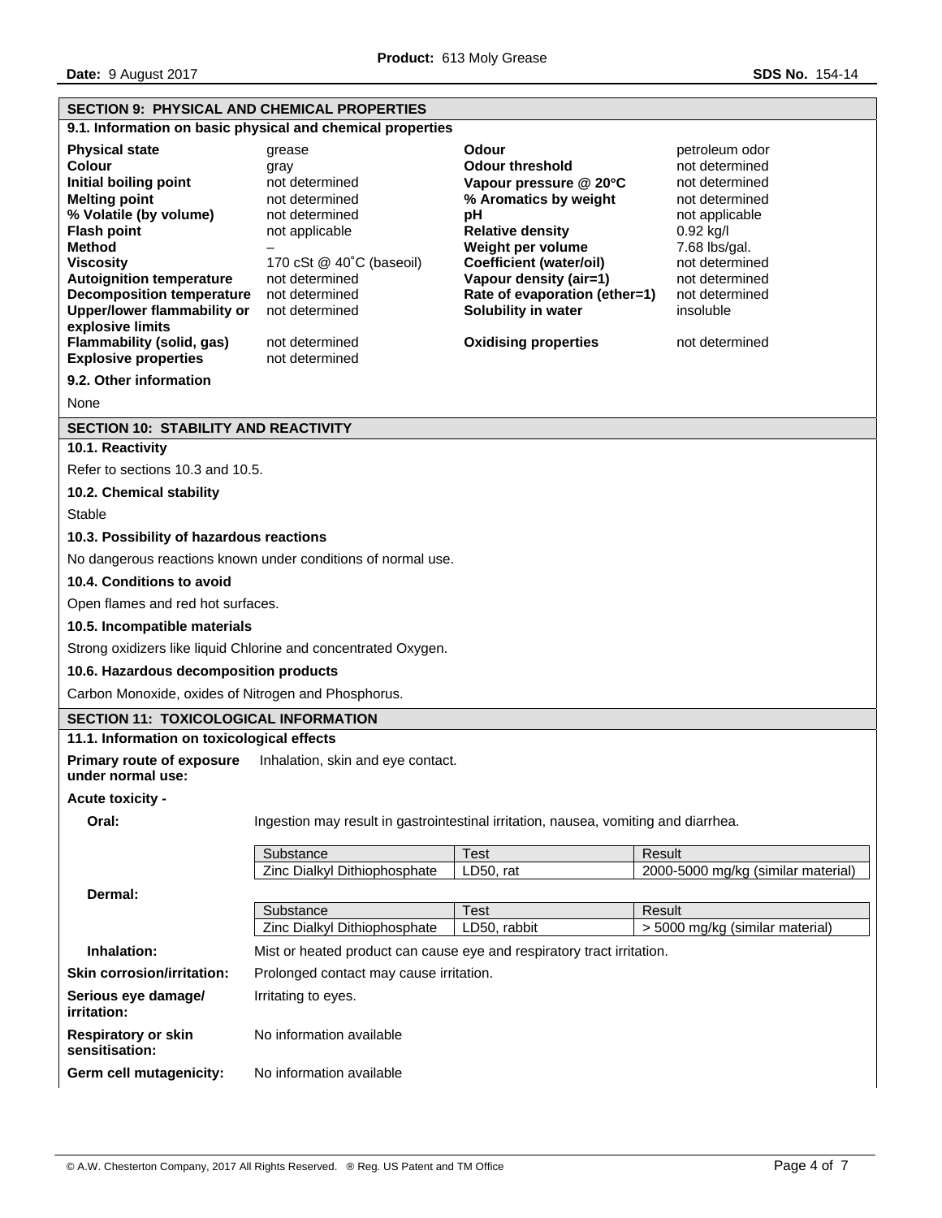## SECTION 9: PHYSICAL AND CHEMICAL PROPERTIES

### 9.1. Information on basic physical and chemical properties

| Property | Value | Property | Value |
|---|---|---|---|
| **Physical state** | grease | **Odour** | petroleum odor |
| **Colour** | gray | **Odour threshold** | not determined |
| **Initial boiling point** | not determined | **Vapour pressure @ 20°C** | not determined |
| **Melting point** | not determined | **% Aromatics by weight** | not determined |
| **% Volatile (by volume)** | not determined | **pH** | not applicable |
| **Flash point** | not applicable | **Relative density** | 0.92 kg/l |
| **Method** | – | **Weight per volume** | 7.68 lbs/gal. |
| **Viscosity** | 170 cSt @ 40˚C (baseoil) | **Coefficient (water/oil)** | not determined |
| **Autoignition temperature** | not determined | **Vapour density (air=1)** | not determined |
| **Decomposition temperature** | not determined | **Rate of evaporation (ether=1)** | not determined |
| **Upper/lower flammability or explosive limits** | not determined | **Solubility in water** | insoluble |
| **Flammability (solid, gas)** | not determined | **Oxidising properties** | not determined |
| **Explosive properties** | not determined | | |

### 9.2. Other information

None

## SECTION 10: STABILITY AND REACTIVITY

### 10.1. Reactivity

Refer to sections 10.3 and 10.5.

### 10.2. Chemical stability

Stable

### 10.3. Possibility of hazardous reactions

No dangerous reactions known under conditions of normal use.

### 10.4. Conditions to avoid

Open flames and red hot surfaces.

### 10.5. Incompatible materials

Strong oxidizers like liquid Chlorine and concentrated Oxygen.

### 10.6. Hazardous decomposition products

Carbon Monoxide, oxides of Nitrogen and Phosphorus.

## SECTION 11: TOXICOLOGICAL INFORMATION

### 11.1. Information on toxicological effects

**Primary route of exposure under normal use:** Inhalation, skin and eye contact.

**Acute toxicity -**

**Oral:** Ingestion may result in gastrointestinal irritation, nausea, vomiting and diarrhea.

| Substance | Test | Result |
|---|---|---|
| Zinc Dialkyl Dithiophosphate | LD50, rat | 2000-5000 mg/kg (similar material) |

**Dermal:**

| Substance | Test | Result |
|---|---|---|
| Zinc Dialkyl Dithiophosphate | LD50, rabbit | > 5000 mg/kg (similar material) |

**Inhalation:** Mist or heated product can cause eye and respiratory tract irritation.

**Skin corrosion/irritation:** Prolonged contact may cause irritation.

**Serious eye damage/ irritation:** Irritating to eyes.

**Respiratory or skin sensitisation:** No information available

**Germ cell mutagenicity:** No information available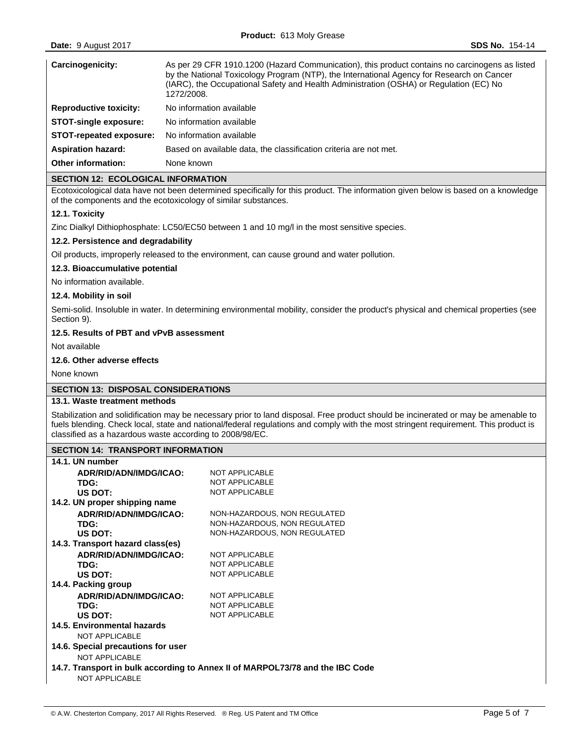| | |
|---|---|
| **Carcinogenicity:** | As per 29 CFR 1910.1200 (Hazard Communication), this product contains no carcinogens as listed by the National Toxicology Program (NTP), the International Agency for Research on Cancer (IARC), the Occupational Safety and Health Administration (OSHA) or Regulation (EC) No 1272/2008. |
| **Reproductive toxicity:** | No information available |
| **STOT-single exposure:** | No information available |
| **STOT-repeated exposure:** | No information available |
| **Aspiration hazard:** | Based on available data, the classification criteria are not met. |
| **Other information:** | None known |

## SECTION 12: ECOLOGICAL INFORMATION

Ecotoxicological data have not been determined specifically for this product. The information given below is based on a knowledge of the components and the ecotoxicology of similar substances.

### 12.1. Toxicity

Zinc Dialkyl Dithiophosphate: LC50/EC50 between 1 and 10 mg/l in the most sensitive species.

### 12.2. Persistence and degradability

Oil products, improperly released to the environment, can cause ground and water pollution.

### 12.3. Bioaccumulative potential

No information available.

### 12.4. Mobility in soil

Semi-solid. Insoluble in water. In determining environmental mobility, consider the product's physical and chemical properties (see Section 9).

### 12.5. Results of PBT and vPvB assessment

Not available

### 12.6. Other adverse effects

None known

## SECTION 13: DISPOSAL CONSIDERATIONS

### 13.1. Waste treatment methods

Stabilization and solidification may be necessary prior to land disposal. Free product should be incinerated or may be amenable to fuels blending. Check local, state and national/federal regulations and comply with the most stringent requirement. This product is classified as a hazardous waste according to 2008/98/EC.

## SECTION 14: TRANSPORT INFORMATION

### 14.1. UN number

| | |
|---|---|
| **ADR/RID/ADN/IMDG/ICAO:** | NOT APPLICABLE |
| **TDG:** | NOT APPLICABLE |
| **US DOT:** | NOT APPLICABLE |

### 14.2. UN proper shipping name

| | |
|---|---|
| **ADR/RID/ADN/IMDG/ICAO:** | NON-HAZARDOUS, NON REGULATED |
| **TDG:** | NON-HAZARDOUS, NON REGULATED |
| **US DOT:** | NON-HAZARDOUS, NON REGULATED |

### 14.3. Transport hazard class(es)

| | |
|---|---|
| **ADR/RID/ADN/IMDG/ICAO:** | NOT APPLICABLE |
| **TDG:** | NOT APPLICABLE |
| **US DOT:** | NOT APPLICABLE |

### 14.4. Packing group

| | |
|---|---|
| **ADR/RID/ADN/IMDG/ICAO:** | NOT APPLICABLE |
| **TDG:** | NOT APPLICABLE |
| **US DOT:** | NOT APPLICABLE |

### 14.5. Environmental hazards

NOT APPLICABLE

### 14.6. Special precautions for user

NOT APPLICABLE

### 14.7. Transport in bulk according to Annex II of MARPOL73/78 and the IBC Code

NOT APPLICABLE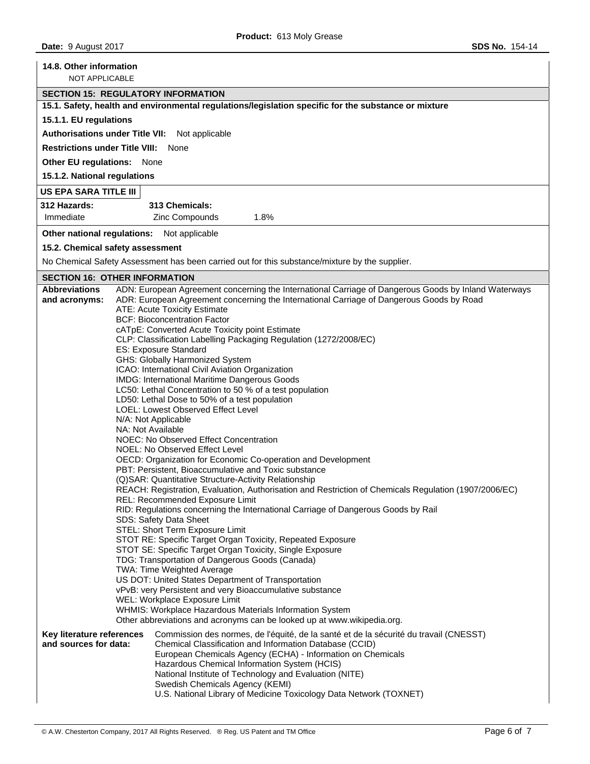**14.8. Other information**

NOT APPLICABLE

## SECTION 15: REGULATORY INFORMATION

**15.1. Safety, health and environmental regulations/legislation specific for the substance or mixture**

**15.1.1. EU regulations**

**Authorisations under Title VII:** Not applicable

**Restrictions under Title VIII:** None

**Other EU regulations:** None

**15.1.2. National regulations**

**US EPA SARA TITLE III**

| 312 Hazards: | 313 Chemicals: | |
|---|---|---|
| Immediate | Zinc Compounds | 1.8% |

**Other national regulations:** Not applicable

**15.2. Chemical safety assessment**

No Chemical Safety Assessment has been carried out for this substance/mixture by the supplier.

## SECTION 16: OTHER INFORMATION

**Abbreviations and acronyms:**

ADN: European Agreement concerning the International Carriage of Dangerous Goods by Inland Waterways
ADR: European Agreement concerning the International Carriage of Dangerous Goods by Road
ATE: Acute Toxicity Estimate
BCF: Bioconcentration Factor
cATpE: Converted Acute Toxicity point Estimate
CLP: Classification Labelling Packaging Regulation (1272/2008/EC)
ES: Exposure Standard
GHS: Globally Harmonized System
ICAO: International Civil Aviation Organization
IMDG: International Maritime Dangerous Goods
LC50: Lethal Concentration to 50 % of a test population
LD50: Lethal Dose to 50% of a test population
LOEL: Lowest Observed Effect Level
N/A: Not Applicable
NA: Not Available
NOEC: No Observed Effect Concentration
NOEL: No Observed Effect Level
OECD: Organization for Economic Co-operation and Development
PBT: Persistent, Bioaccumulative and Toxic substance
(Q)SAR: Quantitative Structure-Activity Relationship
REACH: Registration, Evaluation, Authorisation and Restriction of Chemicals Regulation (1907/2006/EC)
REL: Recommended Exposure Limit
RID: Regulations concerning the International Carriage of Dangerous Goods by Rail
SDS: Safety Data Sheet
STEL: Short Term Exposure Limit
STOT RE: Specific Target Organ Toxicity, Repeated Exposure
STOT SE: Specific Target Organ Toxicity, Single Exposure
TDG: Transportation of Dangerous Goods (Canada)
TWA: Time Weighted Average
US DOT: United States Department of Transportation
vPvB: very Persistent and very Bioaccumulative substance
WEL: Workplace Exposure Limit
WHMIS: Workplace Hazardous Materials Information System
Other abbreviations and acronyms can be looked up at www.wikipedia.org.

**Key literature references and sources for data:**

Commission des normes, de l'équité, de la santé et de la sécurité du travail (CNESST)
Chemical Classification and Information Database (CCID)
European Chemicals Agency (ECHA) - Information on Chemicals
Hazardous Chemical Information System (HCIS)
National Institute of Technology and Evaluation (NITE)
Swedish Chemicals Agency (KEMI)
U.S. National Library of Medicine Toxicology Data Network (TOXNET)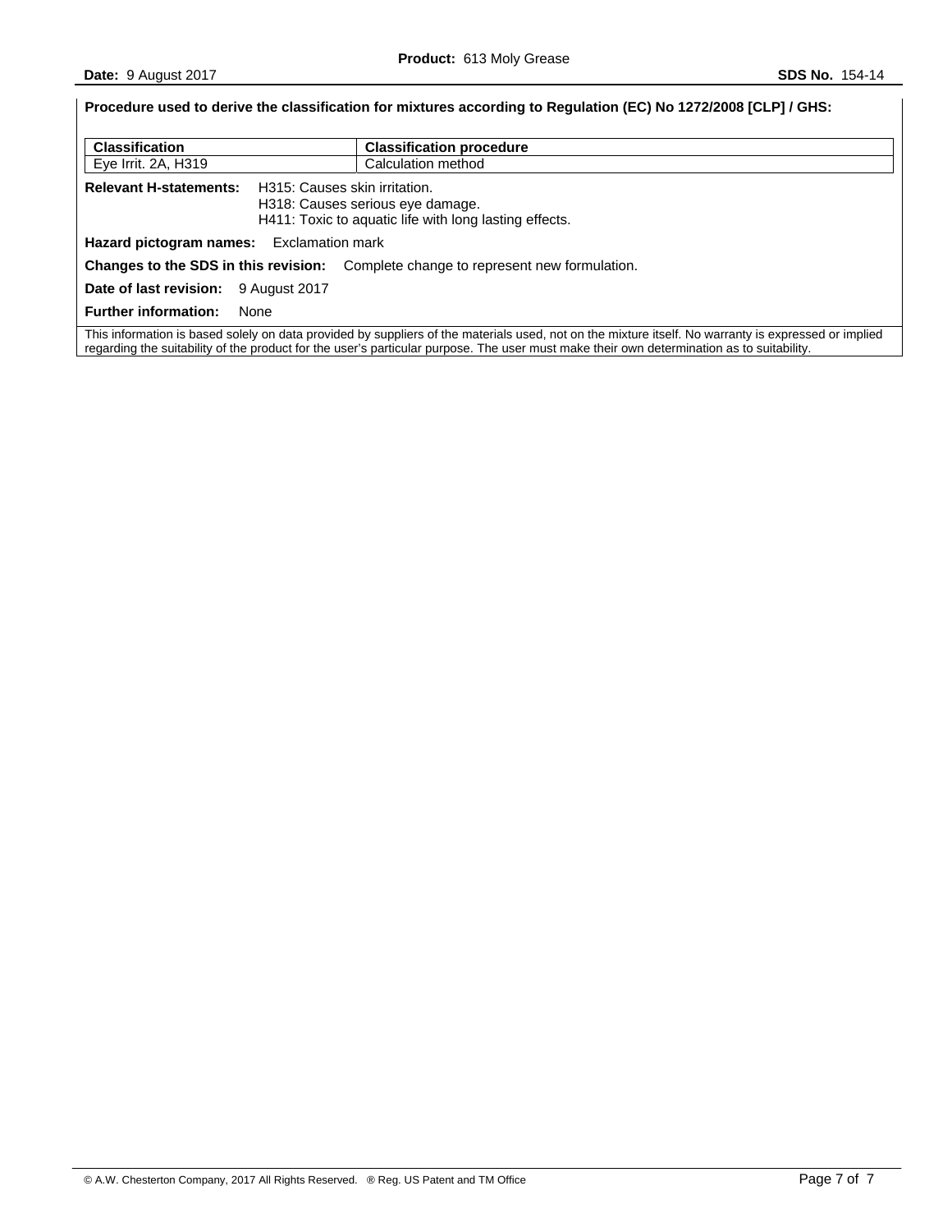**Procedure used to derive the classification for mixtures according to Regulation (EC) No 1272/2008 [CLP] / GHS:**

| Classification | Classification procedure |
| --- | --- |
| Eye Irrit. 2A, H319 | Calculation method |

**Relevant H-statements:** H315: Causes skin irritation.
H318: Causes serious eye damage.
H411: Toxic to aquatic life with long lasting effects.

**Hazard pictogram names:** Exclamation mark

**Changes to the SDS in this revision:** Complete change to represent new formulation.

**Date of last revision:** 9 August 2017

**Further information:** None

This information is based solely on data provided by suppliers of the materials used, not on the mixture itself. No warranty is expressed or implied regarding the suitability of the product for the user's particular purpose. The user must make their own determination as to suitability.